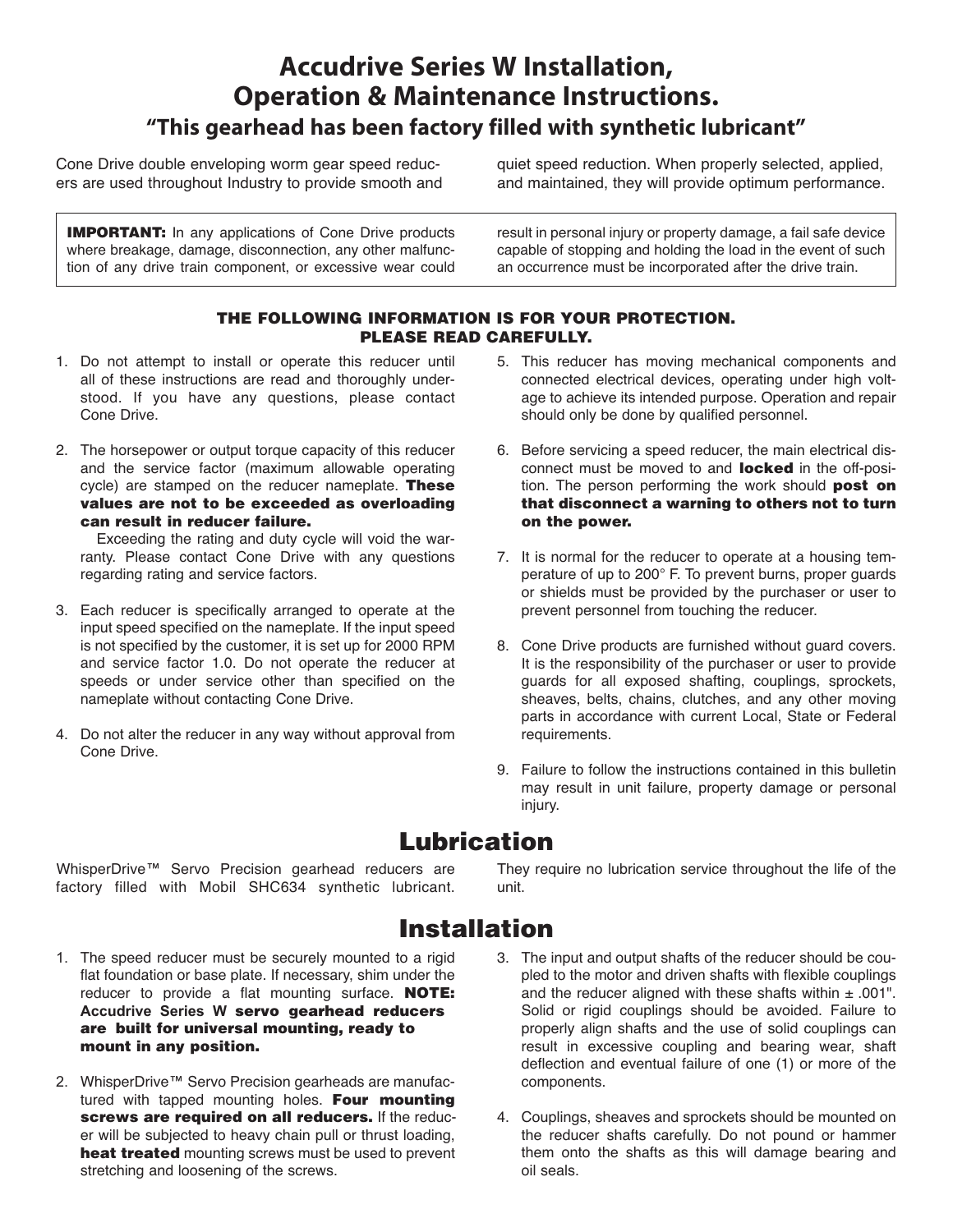# Accudrive Series W Installation, Operation & Maintenance Instructions.

## "This gearhead has been factory filled with synthetic lubricant"

Cone Drive double enveloping worm gear speed reducers are used throughout Industry to provide smooth and quiet speed reduction. When properly selected, applied, and maintained, they will provide optimum performance.

**IMPORTANT:** In any applications of Cone Drive products where breakage, damage, disconnection, any other malfunction of any drive train component, or excessive wear could result in personal injury or property damage, a fail safe device capable of stopping and holding the load in the event of such an occurrence must be incorporated after the drive train.

**THE FOLLOWING INFORMATION IS FOR YOUR PROTECTION. PLEASE READ CAREFULLY.**

1. Do not attempt to install or operate this reducer until all of these instructions are read and thoroughly understood. If you have any questions, please contact Cone Drive.
2. The horsepower or output torque capacity of this reducer and the service factor (maximum allowable operating cycle) are stamped on the reducer nameplate. **These values are not to be exceeded as overloading can result in reducer failure.**

   Exceeding the rating and duty cycle will void the warranty. Please contact Cone Drive with any questions regarding rating and service factors.
3. Each reducer is specifically arranged to operate at the input speed specified on the nameplate. If the input speed is not specified by the customer, it is set up for 2000 RPM and service factor 1.0. Do not operate the reducer at speeds or under service other than specified on the nameplate without contacting Cone Drive.
4. Do not alter the reducer in any way without approval from Cone Drive.
5. This reducer has moving mechanical components and connected electrical devices, operating under high voltage to achieve its intended purpose. Operation and repair should only be done by qualified personnel.
6. Before servicing a speed reducer, the main electrical disconnect must be moved to and **locked** in the off-position. The person performing the work should **post on that disconnect a warning to others not to turn on the power.**
7. It is normal for the reducer to operate at a housing temperature of up to 200° F. To prevent burns, proper guards or shields must be provided by the purchaser or user to prevent personnel from touching the reducer.
8. Cone Drive products are furnished without guard covers. It is the responsibility of the purchaser or user to provide guards for all exposed shafting, couplings, sprockets, sheaves, belts, chains, clutches, and any other moving parts in accordance with current Local, State or Federal requirements.
9. Failure to follow the instructions contained in this bulletin may result in unit failure, property damage or personal injury.

# Lubrication

WhisperDrive™ Servo Precision gearhead reducers are factory filled with Mobil SHC634 synthetic lubricant. They require no lubrication service throughout the life of the unit.

# Installation

1. The speed reducer must be securely mounted to a rigid flat foundation or base plate. If necessary, shim under the reducer to provide a flat mounting surface. **NOTE: Accudrive Series W servo gearhead reducers are built for universal mounting, ready to mount in any position.**
2. WhisperDrive™ Servo Precision gearheads are manufactured with tapped mounting holes. **Four mounting screws are required on all reducers.** If the reducer will be subjected to heavy chain pull or thrust loading, **heat treated** mounting screws must be used to prevent stretching and loosening of the screws.
3. The input and output shafts of the reducer should be coupled to the motor and driven shafts with flexible couplings and the reducer aligned with these shafts within ± .001". Solid or rigid couplings should be avoided. Failure to properly align shafts and the use of solid couplings can result in excessive coupling and bearing wear, shaft deflection and eventual failure of one (1) or more of the components.
4. Couplings, sheaves and sprockets should be mounted on the reducer shafts carefully. Do not pound or hammer them onto the shafts as this will damage bearing and oil seals.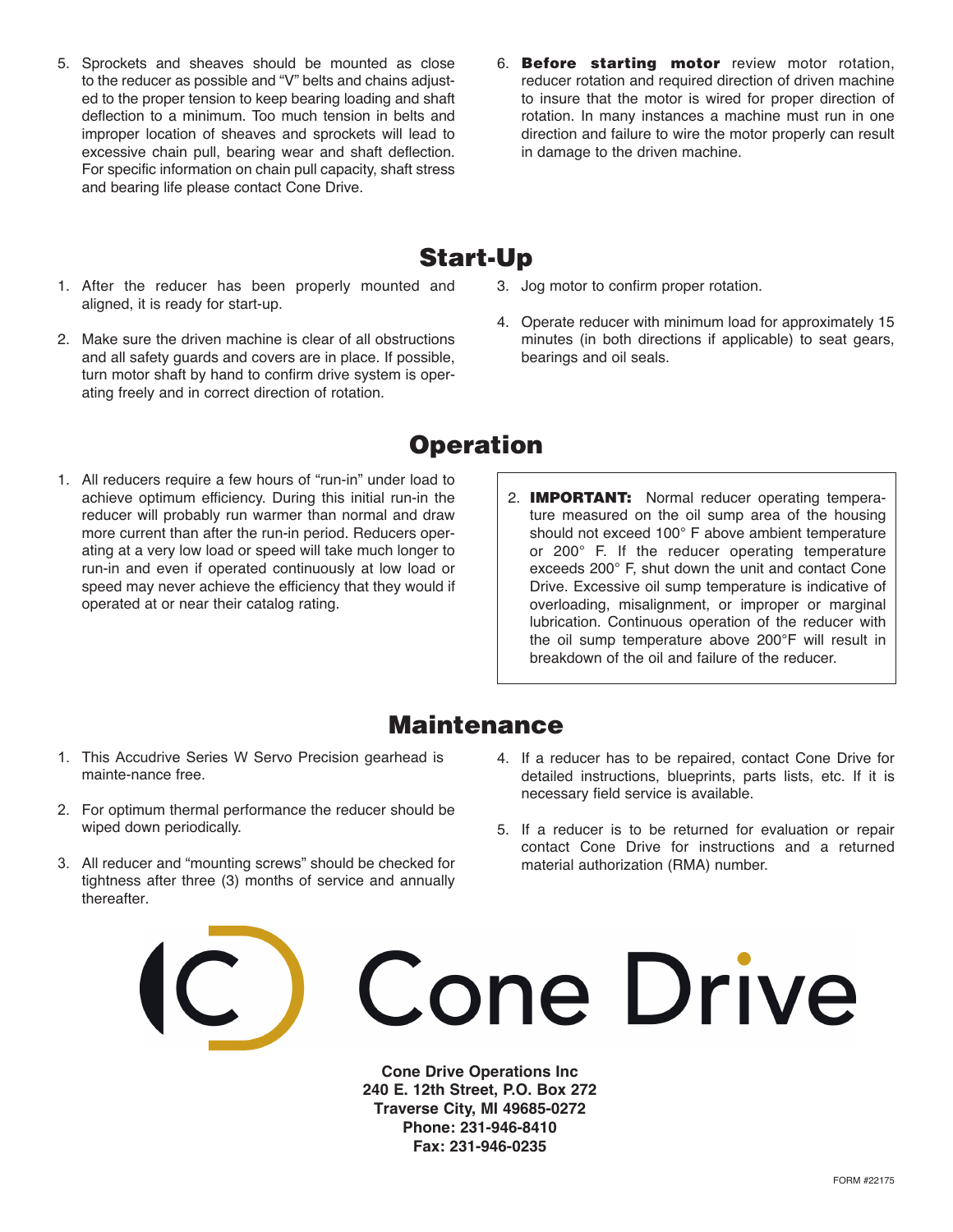5. Sprockets and sheaves should be mounted as close to the reducer as possible and "V" belts and chains adjusted to the proper tension to keep bearing loading and shaft deflection to a minimum. Too much tension in belts and improper location of sheaves and sprockets will lead to excessive chain pull, bearing wear and shaft deflection. For specific information on chain pull capacity, shaft stress and bearing life please contact Cone Drive.

6. **Before starting motor** review motor rotation, reducer rotation and required direction of driven machine to insure that the motor is wired for proper direction of rotation. In many instances a machine must run in one direction and failure to wire the motor properly can result in damage to the driven machine.

## Start-Up

1. After the reducer has been properly mounted and aligned, it is ready for start-up.

2. Make sure the driven machine is clear of all obstructions and all safety guards and covers are in place. If possible, turn motor shaft by hand to confirm drive system is operating freely and in correct direction of rotation.

3. Jog motor to confirm proper rotation.

4. Operate reducer with minimum load for approximately 15 minutes (in both directions if applicable) to seat gears, bearings and oil seals.

## Operation

1. All reducers require a few hours of "run-in" under load to achieve optimum efficiency. During this initial run-in the reducer will probably run warmer than normal and draw more current than after the run-in period. Reducers operating at a very low load or speed will take much longer to run-in and even if operated continuously at low load or speed may never achieve the efficiency that they would if operated at or near their catalog rating.

2. **IMPORTANT:** Normal reducer operating temperature measured on the oil sump area of the housing should not exceed 100° F above ambient temperature or 200° F. If the reducer operating temperature exceeds 200° F, shut down the unit and contact Cone Drive. Excessive oil sump temperature is indicative of overloading, misalignment, or improper or marginal lubrication. Continuous operation of the reducer with the oil sump temperature above 200°F will result in breakdown of the oil and failure of the reducer.

## Maintenance

1. This Accudrive Series W Servo Precision gearhead is mainte-nance free.

2. For optimum thermal performance the reducer should be wiped down periodically.

3. All reducer and "mounting screws" should be checked for tightness after three (3) months of service and annually thereafter.

4. If a reducer has to be repaired, contact Cone Drive for detailed instructions, blueprints, parts lists, etc. If it is necessary field service is available.

5. If a reducer is to be returned for evaluation or repair contact Cone Drive for instructions and a returned material authorization (RMA) number.

Cone Drive

**Cone Drive Operations Inc**
**240 E. 12th Street, P.O. Box 272**
**Traverse City, MI 49685-0272**
**Phone: 231-946-8410**
**Fax: 231-946-0235**

FORM #22175